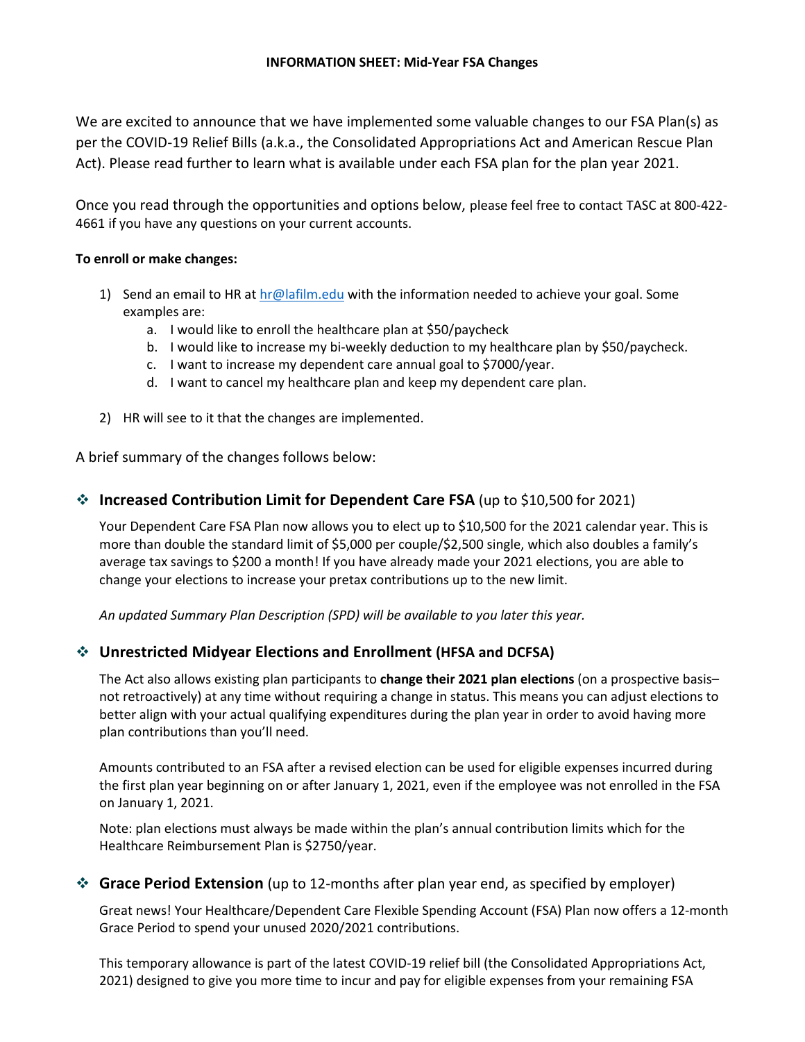**INFORMATION SHEET: Mid-Year FSA Changes**

We are excited to announce that we have implemented some valuable changes to our FSA Plan(s) as per the COVID-19 Relief Bills (a.k.a., the Consolidated Appropriations Act and American Rescue Plan Act). Please read further to learn what is available under each FSA plan for the plan year 2021.

Once you read through the opportunities and options below, please feel free to contact TASC at 800-422-4661 if you have any questions on your current accounts.

**To enroll or make changes:**

1) Send an email to HR at [hr@lafilm.edu](mailto:hr@lafilm.edu) with the information needed to achieve your goal. Some examples are:
   a. I would like to enroll the healthcare plan at $50/paycheck
   b. I would like to increase my bi-weekly deduction to my healthcare plan by $50/paycheck.
   c. I want to increase my dependent care annual goal to $7000/year.
   d. I want to cancel my healthcare plan and keep my dependent care plan.
2) HR will see to it that the changes are implemented.

A brief summary of the changes follows below:

## ❖ **Increased Contribution Limit for Dependent Care FSA** (up to $10,500 for 2021)

Your Dependent Care FSA Plan now allows you to elect up to $10,500 for the 2021 calendar year. This is more than double the standard limit of $5,000 per couple/$2,500 single, which also doubles a family's average tax savings to $200 a month! If you have already made your 2021 elections, you are able to change your elections to increase your pretax contributions up to the new limit.

*An updated Summary Plan Description (SPD) will be available to you later this year.*

## ❖ **Unrestricted Midyear Elections and Enrollment (HFSA and DCFSA)**

The Act also allows existing plan participants to **change their 2021 plan elections** (on a prospective basis–not retroactively) at any time without requiring a change in status. This means you can adjust elections to better align with your actual qualifying expenditures during the plan year in order to avoid having more plan contributions than you'll need.

Amounts contributed to an FSA after a revised election can be used for eligible expenses incurred during the first plan year beginning on or after January 1, 2021, even if the employee was not enrolled in the FSA on January 1, 2021.

Note: plan elections must always be made within the plan's annual contribution limits which for the Healthcare Reimbursement Plan is $2750/year.

## ❖ **Grace Period Extension** (up to 12-months after plan year end, as specified by employer)

Great news! Your Healthcare/Dependent Care Flexible Spending Account (FSA) Plan now offers a 12-month Grace Period to spend your unused 2020/2021 contributions.

This temporary allowance is part of the latest COVID-19 relief bill (the Consolidated Appropriations Act, 2021) designed to give you more time to incur and pay for eligible expenses from your remaining FSA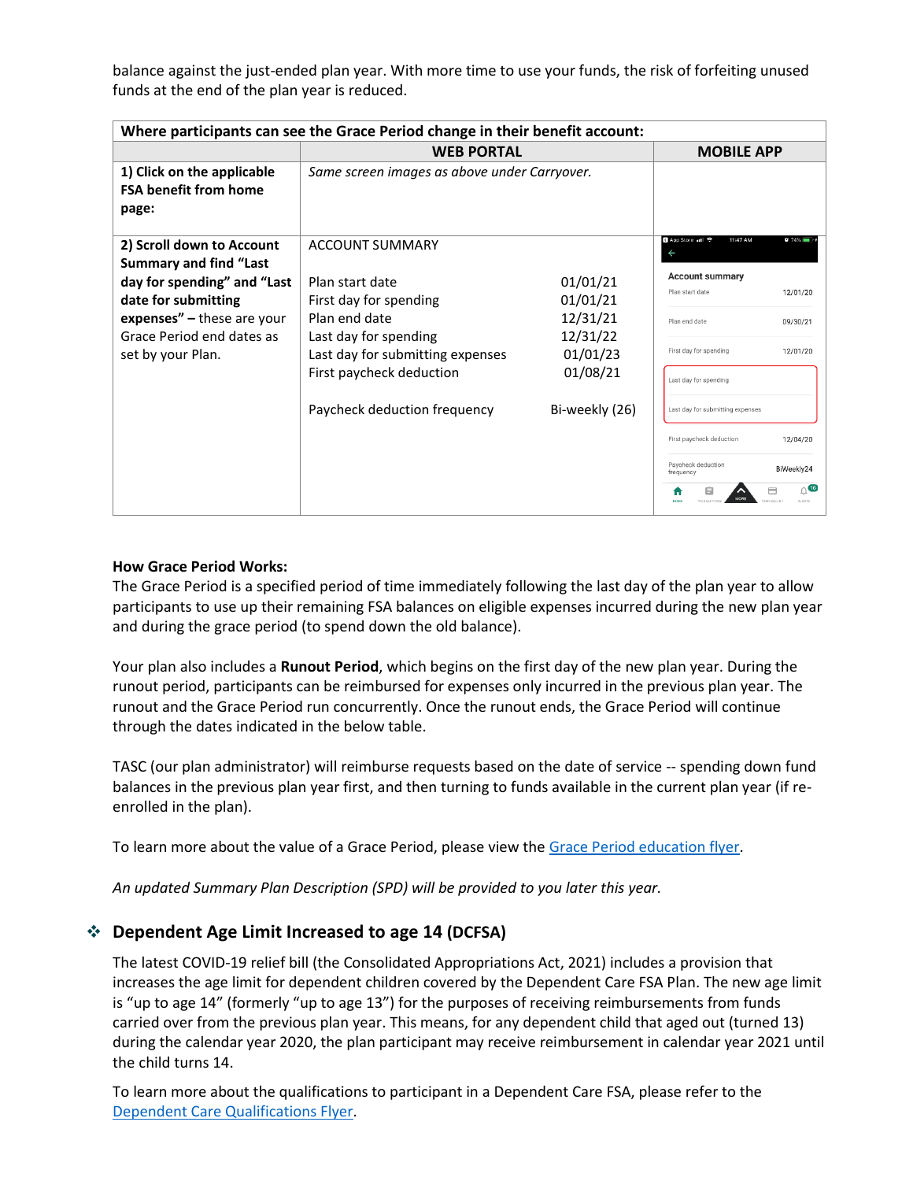balance against the just-ended plan year. With more time to use your funds, the risk of forfeiting unused funds at the end of the plan year is reduced.

| Where participants can see the Grace Period change in their benefit account: | | |
|---|---|---|
| | **WEB PORTAL** | **MOBILE APP** |
| **1) Click on the applicable FSA benefit from home page:** | *Same screen images as above under Carryover.* | |
| **2) Scroll down to Account Summary and find "Last day for spending" and "Last date for submitting expenses" –** these are your Grace Period end dates as set by your Plan. | ACCOUNT SUMMARY<br><br>Plan start date 01/01/21<br>First day for spending 01/01/21<br>Plan end date 12/31/21<br>Last day for spending 12/31/22<br>Last day for submitting expenses 01/01/23<br>First paycheck deduction 01/08/21<br><br>Paycheck deduction frequency Bi-weekly (26) | Account summary<br>Plan start date 12/01/20<br>Plan end date 09/30/21<br>First day for spending 12/01/20<br>Last day for spending<br>Last day for submitting expenses<br>First paycheck deduction 12/04/20<br>Paycheck deduction frequency BiWeekly24 |

**How Grace Period Works:**
The Grace Period is a specified period of time immediately following the last day of the plan year to allow participants to use up their remaining FSA balances on eligible expenses incurred during the new plan year and during the grace period (to spend down the old balance).

Your plan also includes a **Runout Period**, which begins on the first day of the new plan year. During the runout period, participants can be reimbursed for expenses only incurred in the previous plan year. The runout and the Grace Period run concurrently. Once the runout ends, the Grace Period will continue through the dates indicated in the below table.

TASC (our plan administrator) will reimburse requests based on the date of service -- spending down fund balances in the previous plan year first, and then turning to funds available in the current plan year (if re-enrolled in the plan).

To learn more about the value of a Grace Period, please view the Grace Period education flyer.

*An updated Summary Plan Description (SPD) will be provided to you later this year.*

## ❖ Dependent Age Limit Increased to age 14 (DCFSA)

The latest COVID-19 relief bill (the Consolidated Appropriations Act, 2021) includes a provision that increases the age limit for dependent children covered by the Dependent Care FSA Plan. The new age limit is "up to age 14" (formerly "up to age 13") for the purposes of receiving reimbursements from funds carried over from the previous plan year. This means, for any dependent child that aged out (turned 13) during the calendar year 2020, the plan participant may receive reimbursement in calendar year 2021 until the child turns 14.

To learn more about the qualifications to participant in a Dependent Care FSA, please refer to the Dependent Care Qualifications Flyer.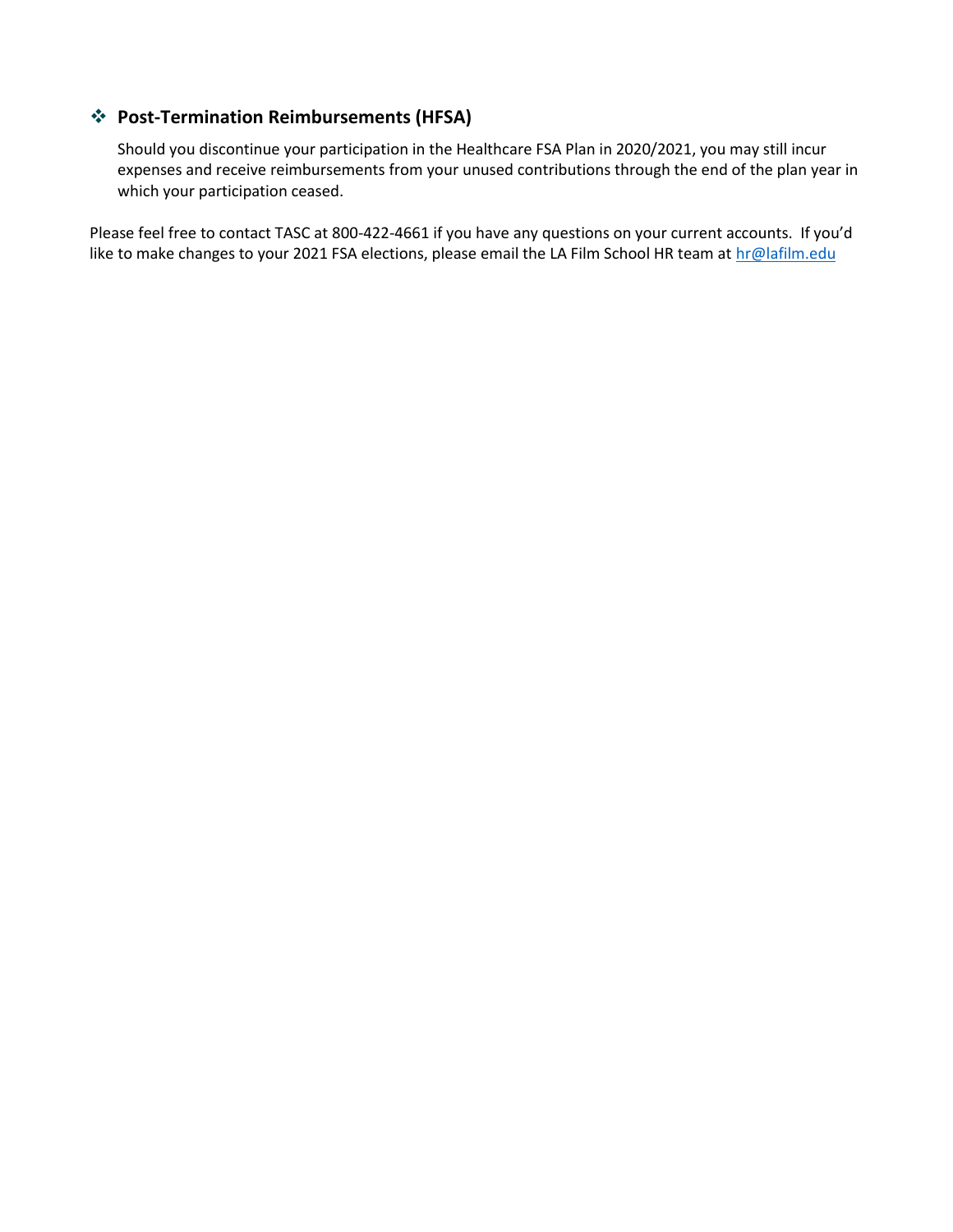### ❖ Post-Termination Reimbursements (HFSA)

Should you discontinue your participation in the Healthcare FSA Plan in 2020/2021, you may still incur expenses and receive reimbursements from your unused contributions through the end of the plan year in which your participation ceased.

Please feel free to contact TASC at 800-422-4661 if you have any questions on your current accounts. If you'd like to make changes to your 2021 FSA elections, please email the LA Film School HR team at [hr@lafilm.edu](mailto:hr@lafilm.edu)